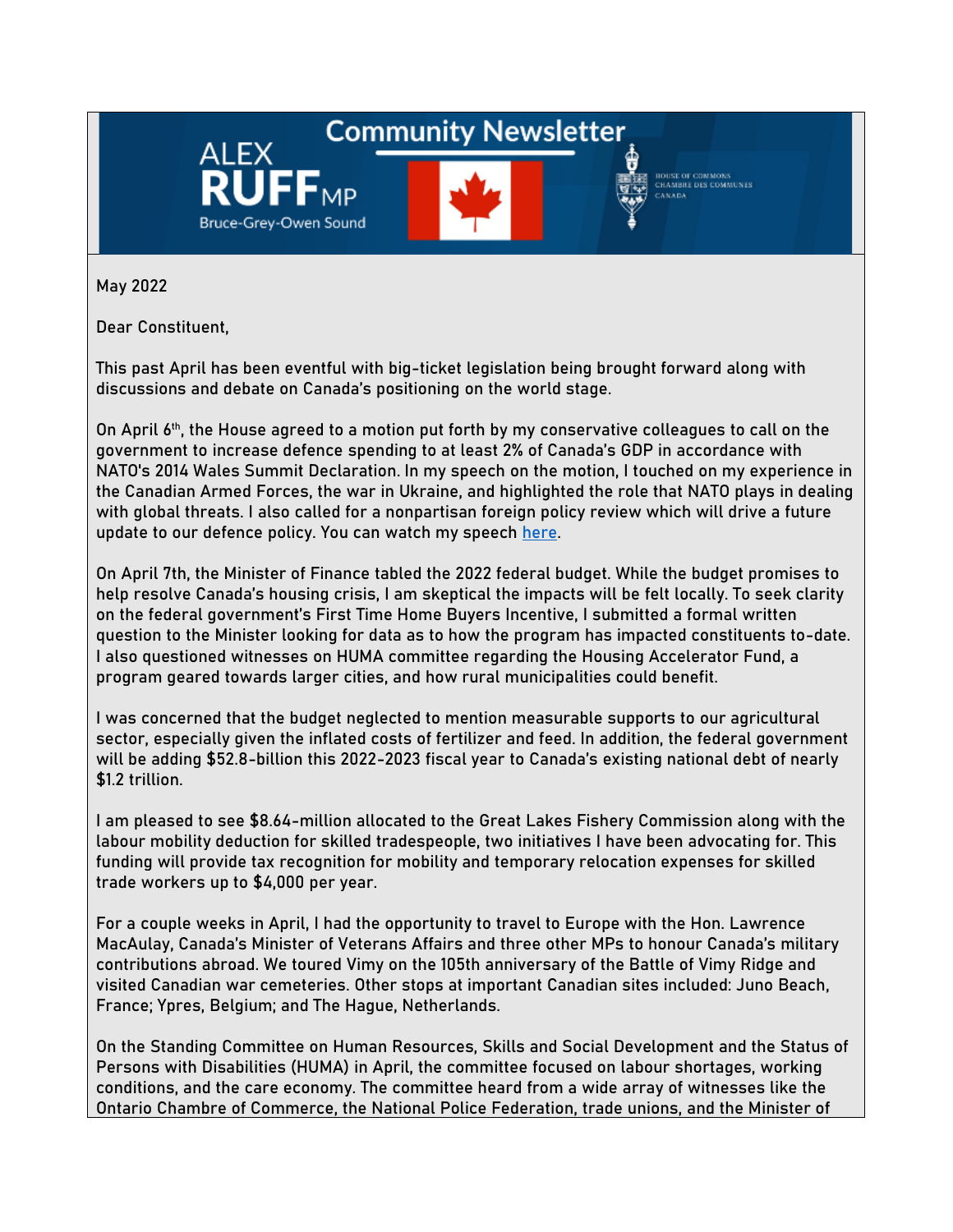# Community Newsletter

**ALEX RUFF MP**
Bruce-Grey-Owen Sound

HOUSE OF COMMONS
CHAMBRE DES COMMUNES
CANADA

May 2022

Dear Constituent,

This past April has been eventful with big-ticket legislation being brought forward along with discussions and debate on Canada's positioning on the world stage.

On April 6th, the House agreed to a motion put forth by my conservative colleagues to call on the government to increase defence spending to at least 2% of Canada's GDP in accordance with NATO's 2014 Wales Summit Declaration. In my speech on the motion, I touched on my experience in the Canadian Armed Forces, the war in Ukraine, and highlighted the role that NATO plays in dealing with global threats. I also called for a nonpartisan foreign policy review which will drive a future update to our defence policy. You can watch my speech here.

On April 7th, the Minister of Finance tabled the 2022 federal budget. While the budget promises to help resolve Canada's housing crisis, I am skeptical the impacts will be felt locally. To seek clarity on the federal government's First Time Home Buyers Incentive, I submitted a formal written question to the Minister looking for data as to how the program has impacted constituents to-date. I also questioned witnesses on HUMA committee regarding the Housing Accelerator Fund, a program geared towards larger cities, and how rural municipalities could benefit.

I was concerned that the budget neglected to mention measurable supports to our agricultural sector, especially given the inflated costs of fertilizer and feed. In addition, the federal government will be adding $52.8-billion this 2022-2023 fiscal year to Canada's existing national debt of nearly $1.2 trillion.

I am pleased to see $8.64-million allocated to the Great Lakes Fishery Commission along with the labour mobility deduction for skilled tradespeople, two initiatives I have been advocating for. This funding will provide tax recognition for mobility and temporary relocation expenses for skilled trade workers up to $4,000 per year.

For a couple weeks in April, I had the opportunity to travel to Europe with the Hon. Lawrence MacAulay, Canada's Minister of Veterans Affairs and three other MPs to honour Canada's military contributions abroad. We toured Vimy on the 105th anniversary of the Battle of Vimy Ridge and visited Canadian war cemeteries. Other stops at important Canadian sites included: Juno Beach, France; Ypres, Belgium; and The Hague, Netherlands.

On the Standing Committee on Human Resources, Skills and Social Development and the Status of Persons with Disabilities (HUMA) in April, the committee focused on labour shortages, working conditions, and the care economy. The committee heard from a wide array of witnesses like the Ontario Chambre of Commerce, the National Police Federation, trade unions, and the Minister of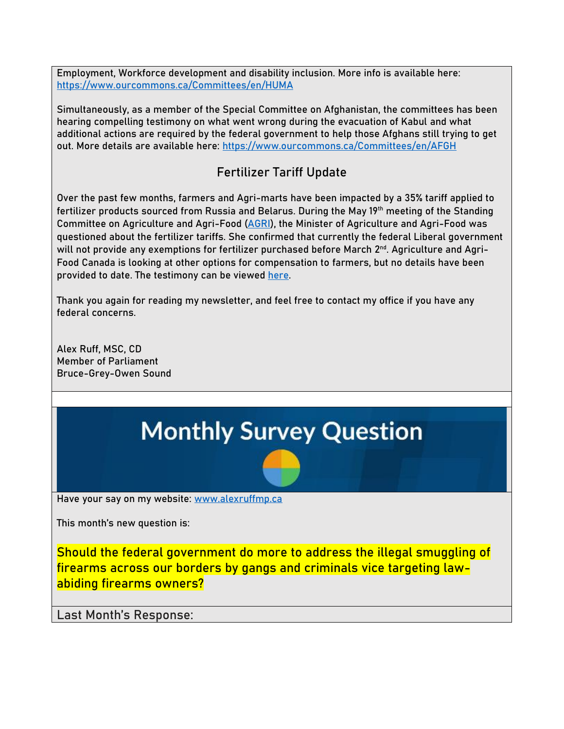Employment, Workforce development and disability inclusion. More info is available here: https://www.ourcommons.ca/Committees/en/HUMA

Simultaneously, as a member of the Special Committee on Afghanistan, the committees has been hearing compelling testimony on what went wrong during the evacuation of Kabul and what additional actions are required by the federal government to help those Afghans still trying to get out. More details are available here: https://www.ourcommons.ca/Committees/en/AFGH

## Fertilizer Tariff Update

Over the past few months, farmers and Agri-marts have been impacted by a 35% tariff applied to fertilizer products sourced from Russia and Belarus. During the May 19th meeting of the Standing Committee on Agriculture and Agri-Food (AGRI), the Minister of Agriculture and Agri-Food was questioned about the fertilizer tariffs. She confirmed that currently the federal Liberal government will not provide any exemptions for fertilizer purchased before March 2nd. Agriculture and Agri-Food Canada is looking at other options for compensation to farmers, but no details have been provided to date. The testimony can be viewed here.

Thank you again for reading my newsletter, and feel free to contact my office if you have any federal concerns.

Alex Ruff, MSC, CD
Member of Parliament
Bruce-Grey-Owen Sound

## Monthly Survey Question

Have your say on my website: www.alexruffmp.ca

This month's new question is:

**Should the federal government do more to address the illegal smugging of firearms across our borders by gangs and criminals vice targeting law-abiding firearms owners?**

Last Month's Response: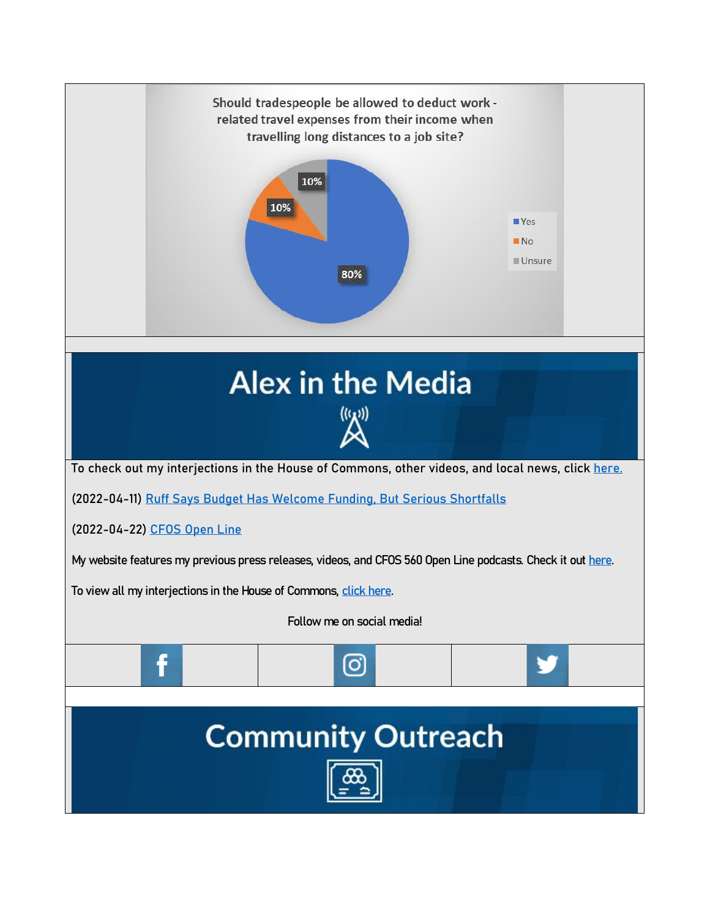Should tradespeople be allowed to deduct work-related travel expenses from their income when travelling long distances to a job site?

| Response | Percentage |
|---|---|
| Yes | 80% |
| No | 10% |
| Unsure | 10% |

## Alex in the Media

To check out my interjections in the House of Commons, other videos, and local news, click here.

(2022-04-11) Ruff Says Budget Has Welcome Funding, But Serious Shortfalls

(2022-04-22) CFOS Open Line

My website features my previous press releases, videos, and CFOS 560 Open Line podcasts. Check it out here.

To view all my interjections in the House of Commons, click here.

Follow me on social media!

## Community Outreach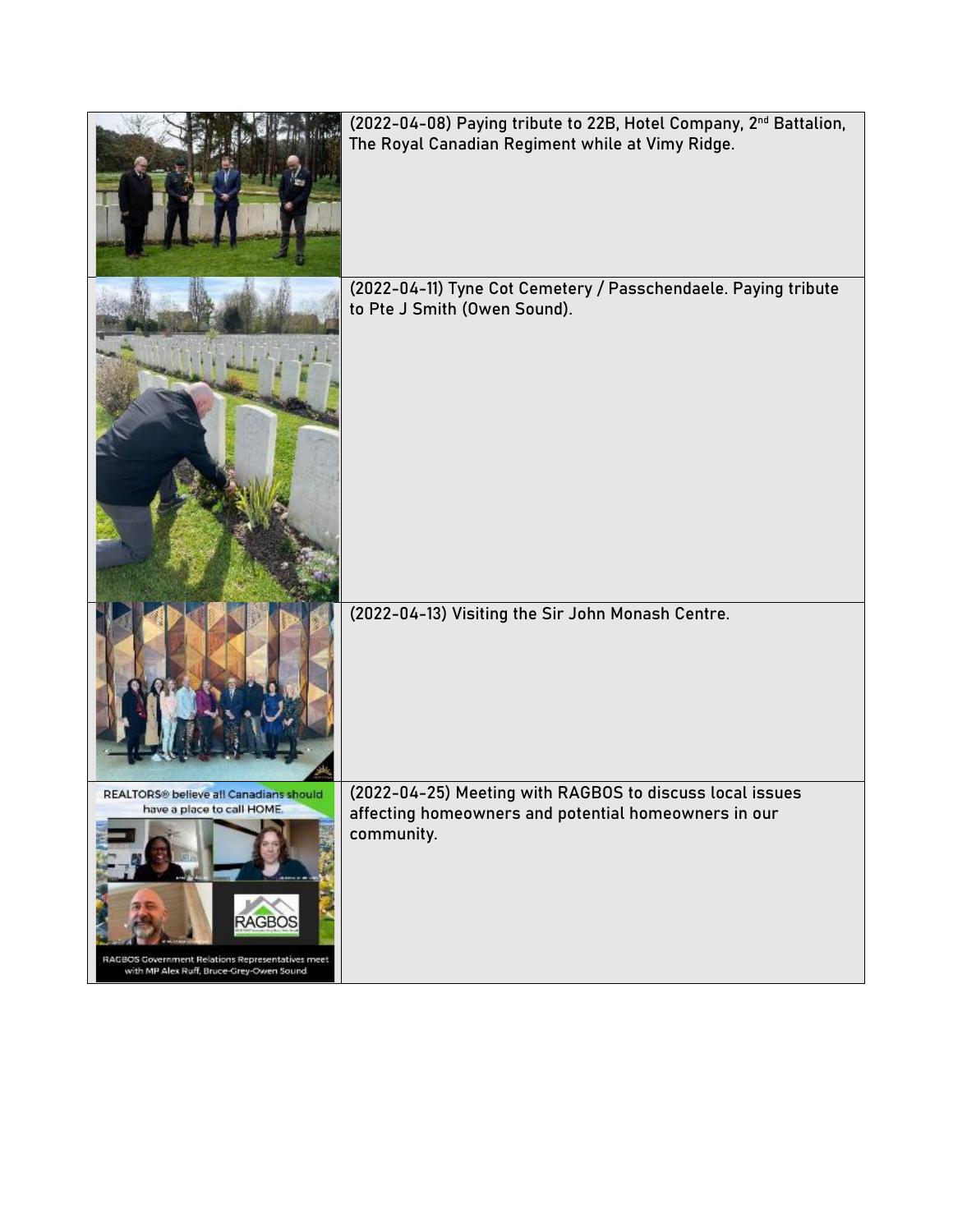| | |
|---|---|
| | (2022-04-08) Paying tribute to 22B, Hotel Company, 2nd Battalion, The Royal Canadian Regiment while at Vimy Ridge. |
| | (2022-04-11) Tyne Cot Cemetery / Passchendaele. Paying tribute to Pte J Smith (Owen Sound). |
| | (2022-04-13) Visiting the Sir John Monash Centre. |
| | (2022-04-25) Meeting with RAGBOS to discuss local issues affecting homeowners and potential homeowners in our community. |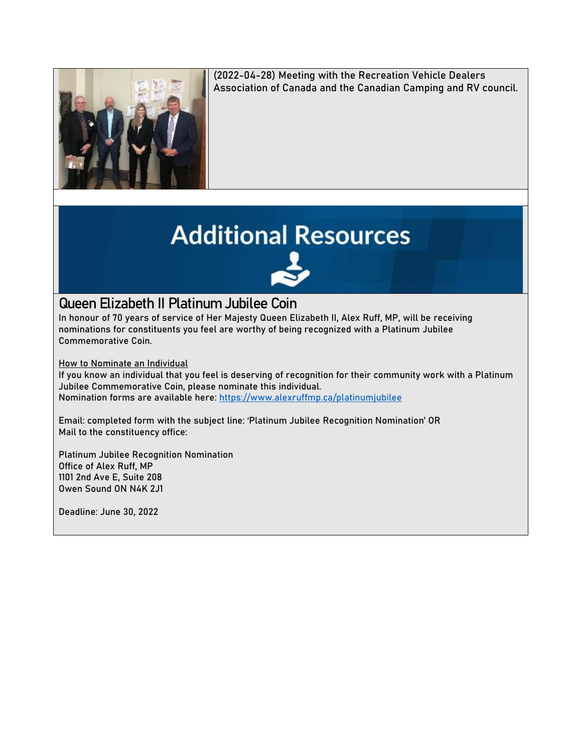(2022-04-28) Meeting with the Recreation Vehicle Dealers Association of Canada and the Canadian Camping and RV council.

# Additional Resources

## Queen Elizabeth II Platinum Jubilee Coin

In honour of 70 years of service of Her Majesty Queen Elizabeth II, Alex Ruff, MP, will be receiving nominations for constituents you feel are worthy of being recognized with a Platinum Jubilee Commemorative Coin.

How to Nominate an Individual

If you know an individual that you feel is deserving of recognition for their community work with a Platinum Jubilee Commemorative Coin, please nominate this individual.
Nomination forms are available here: [https://www.alexruffmp.ca/platinumjubilee](https://www.alexruffmp.ca/platinumjubilee)

Email: completed form with the subject line: 'Platinum Jubilee Recognition Nomination' OR
Mail to the constituency office:

Platinum Jubilee Recognition Nomination
Office of Alex Ruff, MP
1101 2nd Ave E, Suite 208
Owen Sound ON N4K 2J1

Deadline: June 30, 2022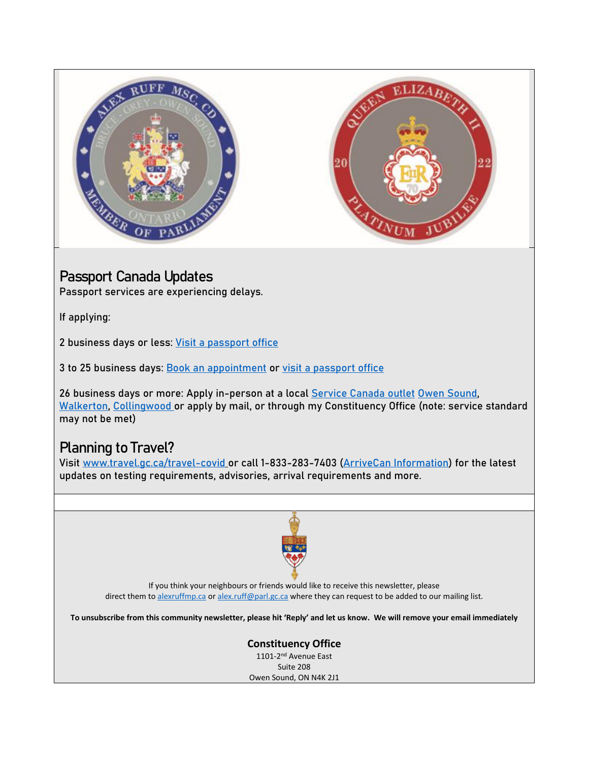## Passport Canada Updates

Passport services are experiencing delays.

If applying:

2 business days or less: Visit a passport office

3 to 25 business days: Book an appointment or visit a passport office

26 business days or more: Apply in-person at a local Service Canada outlet Owen Sound, Walkerton, Collingwood or apply by mail, or through my Constituency Office (note: service standard may not be met)

## Planning to Travel?

Visit www.travel.gc.ca/travel-covid or call 1-833-283-7403 (ArriveCan Information) for the latest updates on testing requirements, advisories, arrival requirements and more.

If you think your neighbours or friends would like to receive this newsletter, please direct them to alexruffmp.ca or alex.ruff@parl.gc.ca where they can request to be added to our mailing list.

**To unsubscribe from this community newsletter, please hit 'Reply' and let us know. We will remove your email immediately**

**Constituency Office**

1101-2nd Avenue East
Suite 208
Owen Sound, ON N4K 2J1